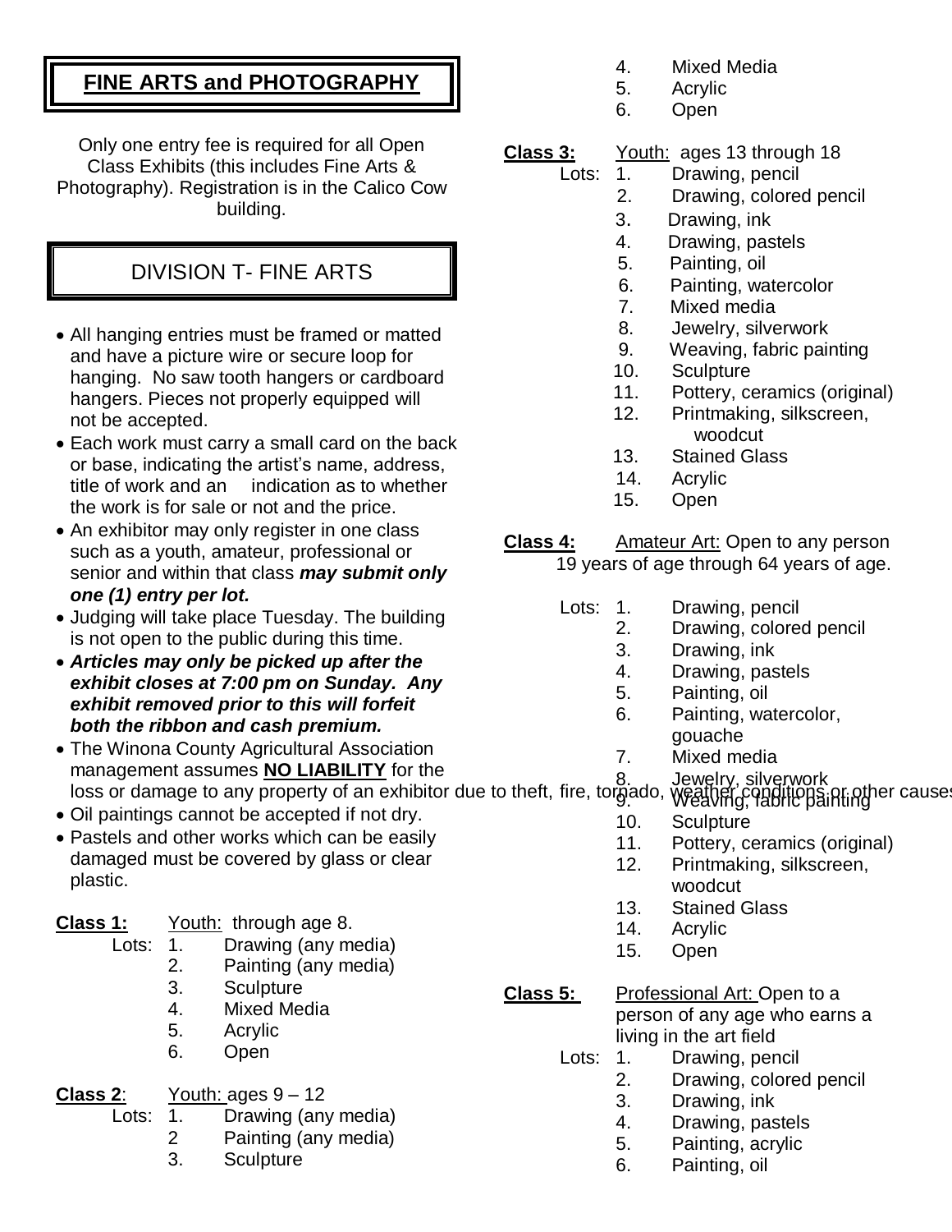# FINE ARTS and PHOTOGRAPHY

Only one entry fee is required for all Open Class Exhibits (this includes Fine Arts & Photography). Registration is in the Calico Cow building.

## DIVISION T- FINE ARTS

- All hanging entries must be framed or matted and have a picture wire or secure loop for hanging. No saw tooth hangers or cardboard hangers. Pieces not properly equipped will not be accepted.
- Each work must carry a small card on the back or base, indicating the artist's name, address, title of work and an indication as to whether the work is for sale or not and the price.
- An exhibitor may only register in one class such as a youth, amateur, professional or senior and within that class ***may submit only one (1) entry per lot.***
- Judging will take place Tuesday. The building is not open to the public during this time.
- ***Articles may only be picked up after the exhibit closes at 7:00 pm on Sunday. Any exhibit removed prior to this will forfeit both the ribbon and cash premium.***
- The Winona County Agricultural Association management assumes **NO LIABILITY** for the loss or damage to any property of an exhibitor due to theft, fire, tornado, weather conditions or other causes.
- Oil paintings cannot be accepted if not dry.
- Pastels and other works which can be easily damaged must be covered by glass or clear plastic.

**Class 1:** Youth: through age 8.

Lots:
1. Drawing (any media)
2. Painting (any media)
3. Sculpture
4. Mixed Media
5. Acrylic
6. Open

**Class 2**: Youth: ages 9 – 12

Lots:
1. Drawing (any media)
2. Painting (any media)
3. Sculpture
4. Mixed Media
5. Acrylic
6. Open

**Class 3:** Youth: ages 13 through 18

Lots:
1. Drawing, pencil
2. Drawing, colored pencil
3. Drawing, ink
4. Drawing, pastels
5. Painting, oil
6. Painting, watercolor
7. Mixed media
8. Jewelry, silverwork
9. Weaving, fabric painting
10. Sculpture
11. Pottery, ceramics (original)
12. Printmaking, silkscreen, woodcut
13. Stained Glass
14. Acrylic
15. Open

**Class 4:** Amateur Art: Open to any person 19 years of age through 64 years of age.

Lots:
1. Drawing, pencil
2. Drawing, colored pencil
3. Drawing, ink
4. Drawing, pastels
5. Painting, oil
6. Painting, watercolor, gouache
7. Mixed media
8. Jewelry, silverwork
9. Weaving, fabric painting
10. Sculpture
11. Pottery, ceramics (original)
12. Printmaking, silkscreen, woodcut
13. Stained Glass
14. Acrylic
15. Open

**Class 5:** Professional Art: Open to a person of any age who earns a living in the art field

Lots:
1. Drawing, pencil
2. Drawing, colored pencil
3. Drawing, ink
4. Drawing, pastels
5. Painting, acrylic
6. Painting, oil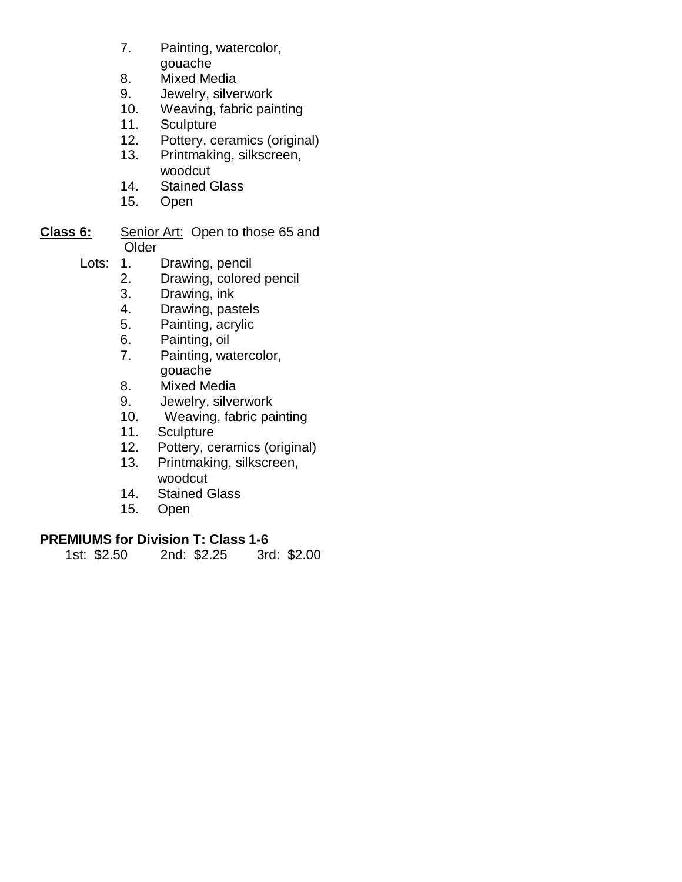7. Painting, watercolor, gouache
8. Mixed Media
9. Jewelry, silverwork
10. Weaving, fabric painting
11. Sculpture
12. Pottery, ceramics (original)
13. Printmaking, silkscreen, woodcut
14. Stained Glass
15. Open

**<u>Class 6:</u>** <u>Senior Art:</u> Open to those 65 and Older

Lots:
1. Drawing, pencil
2. Drawing, colored pencil
3. Drawing, ink
4. Drawing, pastels
5. Painting, acrylic
6. Painting, oil
7. Painting, watercolor, gouache
8. Mixed Media
9. Jewelry, silverwork
10. Weaving, fabric painting
11. Sculpture
12. Pottery, ceramics (original)
13. Printmaking, silkscreen, woodcut
14. Stained Glass
15. Open

**PREMIUMS for Division T: Class 1-6**

1st: $2.50 2nd: $2.25 3rd: $2.00